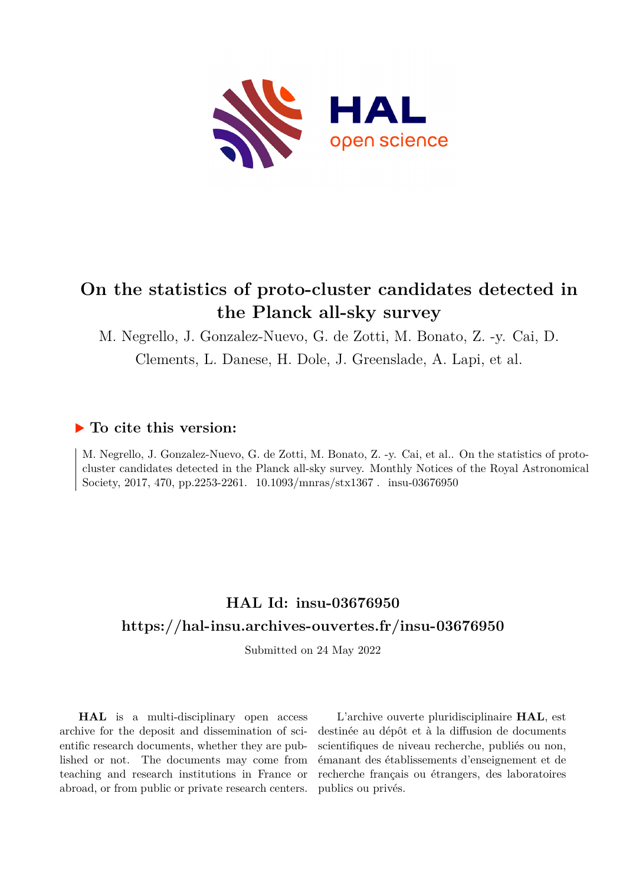# On the statistics of proto-cluster candidates detected in the Planck all-sky survey

M. Negrello, J. Gonzalez-Nuevo, G. de Zotti, M. Bonato, Z. -y. Cai, D. Clements, L. Danese, H. Dole, J. Greenslade, A. Lapi, et al.

## ▶ To cite this version:

M. Negrello, J. Gonzalez-Nuevo, G. de Zotti, M. Bonato, Z. -y. Cai, et al.. On the statistics of proto-cluster candidates detected in the Planck all-sky survey. Monthly Notices of the Royal Astronomical Society, 2017, 470, pp.2253-2261. 10.1093/mnras/stx1367 . insu-03676950

## HAL Id: insu-03676950

## https://hal-insu.archives-ouvertes.fr/insu-03676950

Submitted on 24 May 2022

**HAL** is a multi-disciplinary open access archive for the deposit and dissemination of scientific research documents, whether they are published or not. The documents may come from teaching and research institutions in France or abroad, or from public or private research centers.

L'archive ouverte pluridisciplinaire **HAL**, est destinée au dépôt et à la diffusion de documents scientifiques de niveau recherche, publiés ou non, émanant des établissements d'enseignement et de recherche français ou étrangers, des laboratoires publics ou privés.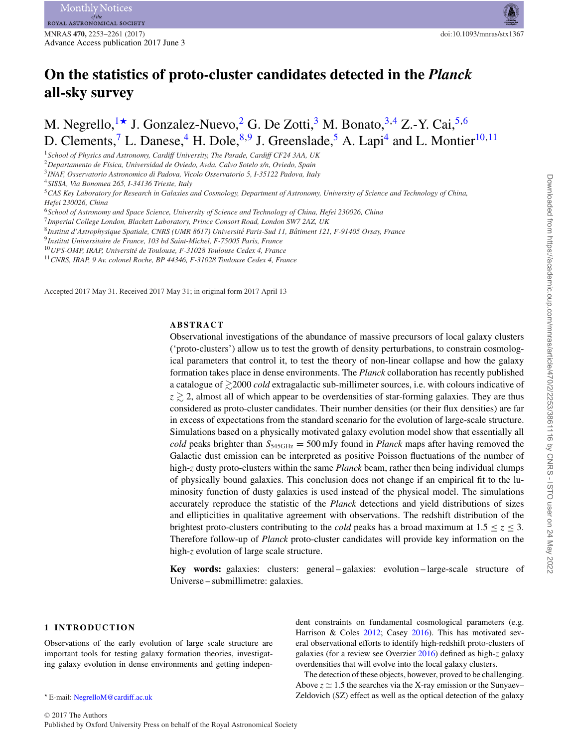# On the statistics of proto-cluster candidates detected in the *Planck* all-sky survey

M. Negrello,[1★] J. Gonzalez-Nuevo,[2] G. De Zotti,[3] M. Bonato,[3,4] Z.-Y. Cai,[5,6] D. Clements,[7] L. Danese,[4] H. Dole,[8,9] J. Greenslade,[5] A. Lapi[4] and L. Montier[10,11]

[1]*School of Physics and Astronomy, Cardiff University, The Parade, Cardiff CF24 3AA, UK*
[2]*Departamento de Física, Universidad de Oviedo, Avda. Calvo Sotelo s/n, Oviedo, Spain*
[3]*INAF, Osservatorio Astronomico di Padova, Vicolo Osservatorio 5, I-35122 Padova, Italy*
[4]*SISSA, Via Bonomea 265, I-34136 Trieste, Italy*
[5]*CAS Key Laboratory for Research in Galaxies and Cosmology, Department of Astronomy, University of Science and Technology of China, Hefei 230026, China*
[6]*School of Astronomy and Space Science, University of Science and Technology of China, Hefei 230026, China*
[7]*Imperial College London, Blackett Laboratory, Prince Consort Road, London SW7 2AZ, UK*
[8]*Institut d'Astrophysique Spatiale, CNRS (UMR 8617) Université Paris-Sud 11, Bâtiment 121, F-91405 Orsay, France*
[9]*Institut Universitaire de France, 103 bd Saint-Michel, F-75005 Paris, France*
[10]*UPS-OMP, IRAP, Université de Toulouse, F-31028 Toulouse Cedex 4, France*
[11]*CNRS, IRAP, 9 Av. colonel Roche, BP 44346, F-31028 Toulouse Cedex 4, France*

Accepted 2017 May 31. Received 2017 May 31; in original form 2017 April 13

## ABSTRACT

Observational investigations of the abundance of massive precursors of local galaxy clusters ('proto-clusters') allow us to test the growth of density perturbations, to constrain cosmological parameters that control it, to test the theory of non-linear collapse and how the galaxy formation takes place in dense environments. The *Planck* collaboration has recently published a catalogue of $\gtrsim$2000 *cold* extragalactic sub-millimeter sources, i.e. with colours indicative of $z \gtrsim 2$, almost all of which appear to be overdensities of star-forming galaxies. They are thus considered as proto-cluster candidates. Their number densities (or their flux densities) are far in excess of expectations from the standard scenario for the evolution of large-scale structure. Simulations based on a physically motivated galaxy evolution model show that essentially all *cold* peaks brighter than $S_{545\mathrm{GHz}} = 500\,\mathrm{mJy}$ found in *Planck* maps after having removed the Galactic dust emission can be interpreted as positive Poisson fluctuations of the number of high-$z$ dusty proto-clusters within the same *Planck* beam, rather then being individual clumps of physically bound galaxies. This conclusion does not change if an empirical fit to the luminosity function of dusty galaxies is used instead of the physical model. The simulations accurately reproduce the statistic of the *Planck* detections and yield distributions of sizes and ellipticities in qualitative agreement with observations. The redshift distribution of the brightest proto-clusters contributing to the *cold* peaks has a broad maximum at $1.5 \leq z \leq 3$. Therefore follow-up of *Planck* proto-cluster candidates will provide key information on the high-$z$ evolution of large scale structure.

**Key words:** galaxies: clusters: general – galaxies: evolution – large-scale structure of Universe – submillimetre: galaxies.

## 1 INTRODUCTION

Observations of the early evolution of large scale structure are important tools for testing galaxy formation theories, investigating galaxy evolution in dense environments and getting independent constraints on fundamental cosmological parameters (e.g. Harrison & Coles 2012; Casey 2016). This has motivated several observational efforts to identify high-redshift proto-clusters of galaxies (for a review see Overzier 2016) defined as high-$z$ galaxy overdensities that will evolve into the local galaxy clusters.

The detection of these objects, however, proved to be challenging. Above $z \simeq 1.5$ the searches via the X-ray emission or the Sunyaev–Zeldovich (SZ) effect as well as the optical detection of the galaxy

★ E-mail: NegrelloM@cardiff.ac.uk

© 2017 The Authors
Published by Oxford University Press on behalf of the Royal Astronomical Society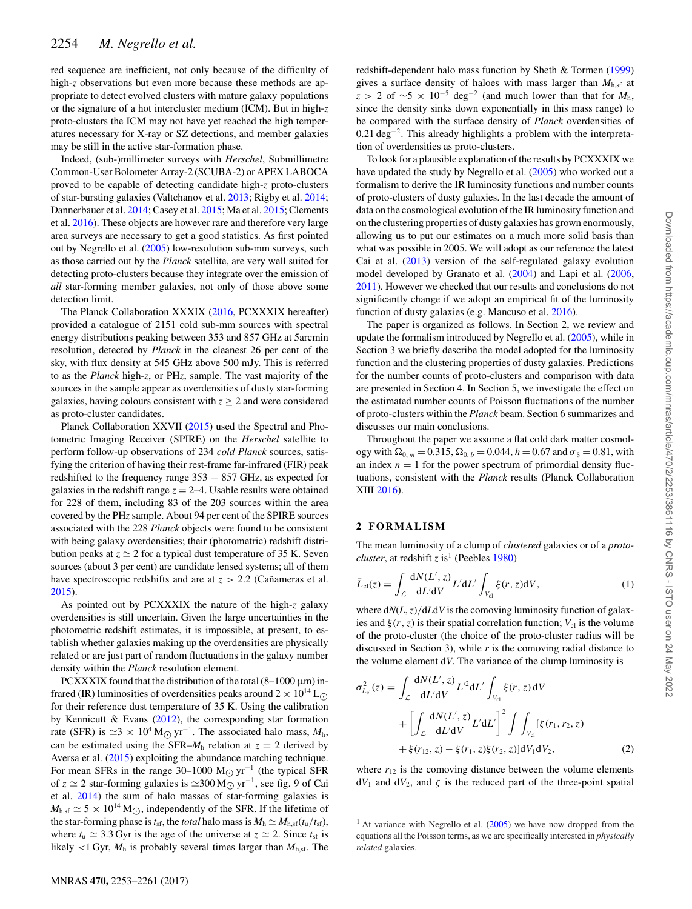red sequence are inefficient, not only because of the difficulty of high-$z$ observations but even more because these methods are appropriate to detect evolved clusters with mature galaxy populations or the signature of a hot intercluster medium (ICM). But in high-$z$ proto-clusters the ICM may not have yet reached the high temperatures necessary for X-ray or SZ detections, and member galaxies may be still in the active star-formation phase.

Indeed, (sub-)millimeter surveys with *Herschel*, Submillimetre Common-User Bolometer Array-2 (SCUBA-2) or APEX LABOCA proved to be capable of detecting candidate high-$z$ proto-clusters of star-bursting galaxies (Valtchanov et al. 2013; Rigby et al. 2014; Dannerbauer et al. 2014; Casey et al. 2015; Ma et al. 2015; Clements et al. 2016). These objects are however rare and therefore very large area surveys are necessary to get a good statistics. As first pointed out by Negrello et al. (2005) low-resolution sub-mm surveys, such as those carried out by the *Planck* satellite, are very well suited for detecting proto-clusters because they integrate over the emission of *all* star-forming member galaxies, not only of those above some detection limit.

The Planck Collaboration XXXIX (2016, PCXXXIX hereafter) provided a catalogue of 2151 cold sub-mm sources with spectral energy distributions peaking between 353 and 857 GHz at 5arcmin resolution, detected by *Planck* in the cleanest 26 per cent of the sky, with flux density at 545 GHz above 500 mJy. This is referred to as the *Planck* high-$z$, or PH$z$, sample. The vast majority of the sources in the sample appear as overdensities of dusty star-forming galaxies, having colours consistent with $z \geq 2$ and were considered as proto-cluster candidates.

Planck Collaboration XXVII (2015) used the Spectral and Photometric Imaging Receiver (SPIRE) on the *Herschel* satellite to perform follow-up observations of 234 *cold Planck* sources, satisfying the criterion of having their rest-frame far-infrared (FIR) peak redshifted to the frequency range 353 − 857 GHz, as expected for galaxies in the redshift range $z = 2$–4. Usable results were obtained for 228 of them, including 83 of the 203 sources within the area covered by the PH$z$ sample. About 94 per cent of the SPIRE sources associated with the 228 *Planck* objects were found to be consistent with being galaxy overdensities; their (photometric) redshift distribution peaks at $z \simeq 2$ for a typical dust temperature of 35 K. Seven sources (about 3 per cent) are candidate lensed systems; all of them have spectroscopic redshifts and are at $z > 2.2$ (Cañameras et al. 2015).

As pointed out by PCXXXIX the nature of the high-$z$ galaxy overdensities is still uncertain. Given the large uncertainties in the photometric redshift estimates, it is impossible, at present, to establish whether galaxies making up the overdensities are physically related or are just part of random fluctuations in the galaxy number density within the *Planck* resolution element.

PCXXXIX found that the distribution of the total (8–1000 μm) infrared (IR) luminosities of overdensities peaks around $2 \times 10^{14}\,\mathrm{L}_\odot$ for their reference dust temperature of 35 K. Using the calibration by Kennicutt & Evans (2012), the corresponding star formation rate (SFR) is $\simeq 3 \times 10^4\,\mathrm{M}_\odot\,\mathrm{yr}^{-1}$. The associated halo mass, $M_\mathrm{h}$, can be estimated using the SFR–$M_\mathrm{h}$ relation at $z = 2$ derived by Aversa et al. (2015) exploiting the abundance matching technique. For mean SFRs in the range 30–1000 $\mathrm{M}_\odot\,\mathrm{yr}^{-1}$ (the typical SFR of $z \simeq 2$ star-forming galaxies is $\simeq 300\,\mathrm{M}_\odot\,\mathrm{yr}^{-1}$, see fig. 9 of Cai et al. 2014) the sum of halo masses of star-forming galaxies is $M_\mathrm{h,sf} \simeq 5 \times 10^{14}\,\mathrm{M}_\odot$, independently of the SFR. If the lifetime of the star-forming phase is $t_\mathrm{sf}$, the *total* halo mass is $M_\mathrm{h} \simeq M_\mathrm{h,sf}(t_\mathrm{u}/t_\mathrm{sf})$, where $t_\mathrm{u} \simeq 3.3$ Gyr is the age of the universe at $z \simeq 2$. Since $t_\mathrm{sf}$ is likely $<$1 Gyr, $M_\mathrm{h}$ is probably several times larger than $M_\mathrm{h,sf}$. The redshift-dependent halo mass function by Sheth & Tormen (1999) gives a surface density of haloes with mass larger than $M_\mathrm{h,sf}$ at $z > 2$ of $\sim 5 \times 10^{-5}\,\mathrm{deg}^{-2}$ (and much lower than that for $M_\mathrm{h}$, since the density sinks down exponentially in this mass range) to be compared with the surface density of *Planck* overdensities of $0.21\,\mathrm{deg}^{-2}$. This already highlights a problem with the interpretation of overdensities as proto-clusters.

To look for a plausible explanation of the results by PCXXXIX we have updated the study by Negrello et al. (2005) who worked out a formalism to derive the IR luminosity functions and number counts of proto-clusters of dusty galaxies. In the last decade the amount of data on the cosmological evolution of the IR luminosity function and on the clustering properties of dusty galaxies has grown enormously, allowing us to put our estimates on a much more solid basis than what was possible in 2005. We will adopt as our reference the latest Cai et al. (2013) version of the self-regulated galaxy evolution model developed by Granato et al. (2004) and Lapi et al. (2006, 2011). However we checked that our results and conclusions do not significantly change if we adopt an empirical fit of the luminosity function of dusty galaxies (e.g. Mancuso et al. 2016).

The paper is organized as follows. In Section 2, we review and update the formalism introduced by Negrello et al. (2005), while in Section 3 we briefly describe the model adopted for the luminosity function and the clustering properties of dusty galaxies. Predictions for the number counts of proto-clusters and comparison with data are presented in Section 4. In Section 5, we investigate the effect on the estimated number counts of Poisson fluctuations of the number of proto-clusters within the *Planck* beam. Section 6 summarizes and discusses our main conclusions.

Throughout the paper we assume a flat cold dark matter cosmology with $\Omega_{0,m} = 0.315$, $\Omega_{0,b} = 0.044$, $h = 0.67$ and $\sigma_8 = 0.81$, with an index $n = 1$ for the power spectrum of primordial density fluctuations, consistent with the *Planck* results (Planck Collaboration XIII 2016).

## 2 FORMALISM

The mean luminosity of a clump of *clustered* galaxies or of a *proto-cluster*, at redshift $z$ is[1] (Peebles 1980)

$$\bar{L}_\mathrm{cl}(z) = \int_{\mathcal{L}} \frac{\mathrm{d}N(L', z)}{\mathrm{d}L'\mathrm{d}V} L'\mathrm{d}L' \int_{V_\mathrm{cl}} \xi(r, z)\mathrm{d}V, \tag{1}$$

where $\mathrm{d}N(L, z)/\mathrm{d}L\mathrm{d}V$ is the comoving luminosity function of galaxies and $\xi(r, z)$ is their spatial correlation function; $V_\mathrm{cl}$ is the volume of the proto-cluster (the choice of the proto-cluster radius will be discussed in Section 3), while $r$ is the comoving radial distance to the volume element $\mathrm{d}V$. The variance of the clump luminosity is

$$\begin{aligned}
\sigma^2_{L_\mathrm{cl}}(z) = & \int_{\mathcal{L}} \frac{\mathrm{d}N(L', z)}{\mathrm{d}L'\mathrm{d}V} L'^2\mathrm{d}L' \int_{V_\mathrm{cl}} \xi(r, z)\,\mathrm{d}V \\
& + \left[\int_{\mathcal{L}} \frac{\mathrm{d}N(L', z)}{\mathrm{d}L'\mathrm{d}V} L'\mathrm{d}L'\right]^2 \int\int_{V_\mathrm{cl}} [\zeta(r_1, r_2, z) \\
& + \xi(r_{12}, z) - \xi(r_1, z)\xi(r_2, z)]\mathrm{d}V_1\mathrm{d}V_2,
\end{aligned} \tag{2}$$

where $r_{12}$ is the comoving distance between the volume elements $\mathrm{d}V_1$ and $\mathrm{d}V_2$, and $\zeta$ is the reduced part of the three-point spatial

[1] At variance with Negrello et al. (2005) we have now dropped from the equations all the Poisson terms, as we are specifically interested in *physically related* galaxies.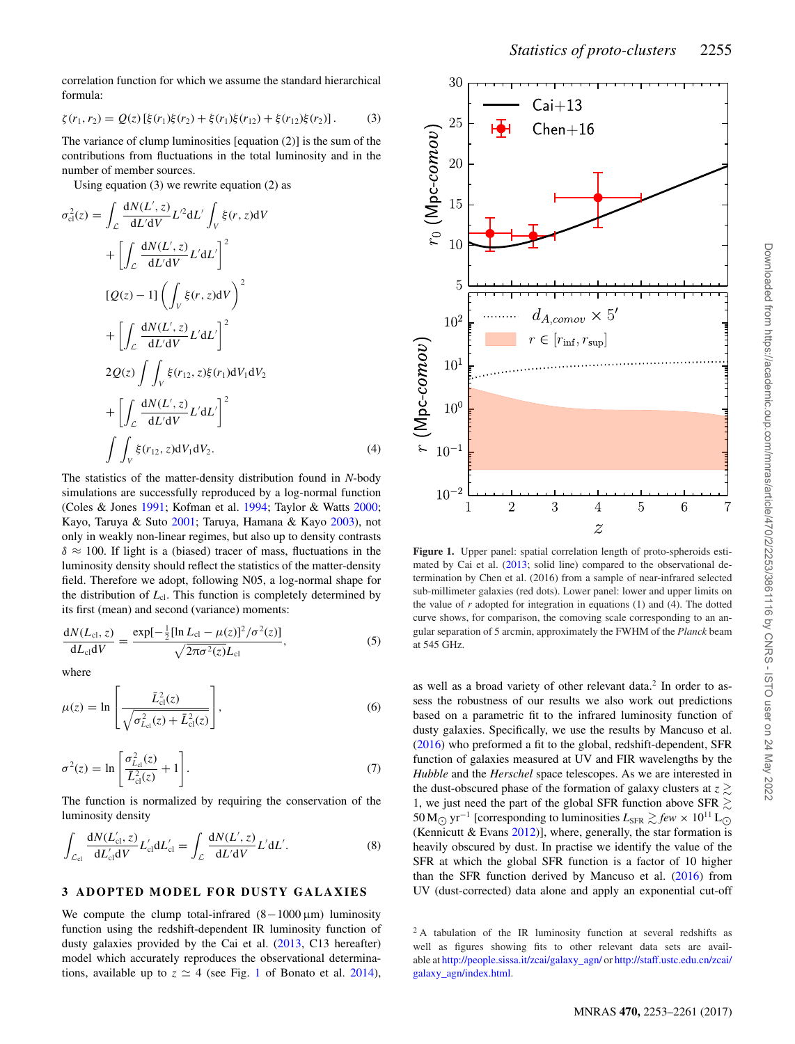correlation function for which we assume the standard hierarchical formula:

$$\zeta(r_1, r_2) = Q(z)\left[\xi(r_1)\xi(r_2) + \xi(r_1)\xi(r_{12}) + \xi(r_{12})\xi(r_2)\right]. \tag{3}$$

The variance of clump luminosities [equation (2)] is the sum of the contributions from fluctuations in the total luminosity and in the number of member sources.

Using equation (3) we rewrite equation (2) as

$$\begin{aligned}
\sigma_{\rm cl}^2(z) &= \int_{\mathcal{L}} \frac{{\rm d}N(L', z)}{{\rm d}L'{\rm d}V} L'^2 {\rm d}L' \int_V \xi(r, z){\rm d}V \\
&+ \left[\int_{\mathcal{L}} \frac{{\rm d}N(L', z)}{{\rm d}L'{\rm d}V} L'{\rm d}L'\right]^2 \\
&[Q(z) - 1]\left(\int_V \xi(r, z){\rm d}V\right)^2 \\
&+ \left[\int_{\mathcal{L}} \frac{{\rm d}N(L', z)}{{\rm d}L'{\rm d}V} L'{\rm d}L'\right]^2 \\
&2Q(z)\int\int_V \xi(r_{12}, z)\xi(r_1){\rm d}V_1{\rm d}V_2 \\
&+ \left[\int_{\mathcal{L}} \frac{{\rm d}N(L', z)}{{\rm d}L'{\rm d}V} L'{\rm d}L'\right]^2 \\
&\int\int_V \xi(r_{12}, z){\rm d}V_1{\rm d}V_2.
\end{aligned} \tag{4}$$

The statistics of the matter-density distribution found in $N$-body simulations are successfully reproduced by a log-normal function (Coles & Jones 1991; Kofman et al. 1994; Taylor & Watts 2000; Kayo, Taruya & Suto 2001; Taruya, Hamana & Kayo 2003), not only in weakly non-linear regimes, but also up to density contrasts $\delta \approx 100$. If light is a (biased) tracer of mass, fluctuations in the luminosity density should reflect the statistics of the matter-density field. Therefore we adopt, following N05, a log-normal shape for the distribution of $L_{\rm cl}$. This function is completely determined by its first (mean) and second (variance) moments:

$$\frac{{\rm d}N(L_{\rm cl}, z)}{{\rm d}L_{\rm cl}{\rm d}V} = \frac{\exp[-\frac{1}{2}[\ln L_{\rm cl} - \mu(z)]^2/\sigma^2(z)]}{\sqrt{2\pi\sigma^2(z)}L_{\rm cl}}, \tag{5}$$

where

$$\mu(z) = \ln\left[\frac{\bar{L}_{\rm cl}^2(z)}{\sqrt{\sigma_{\bar{L}_{\rm cl}}^2(z) + \bar{L}_{\rm cl}^2(z)}}\right], \tag{6}$$

$$\sigma^2(z) = \ln\left[\frac{\sigma_{\bar{L}_{\rm cl}}^2(z)}{\bar{L}_{\rm cl}^2(z)} + 1\right]. \tag{7}$$

The function is normalized by requiring the conservation of the luminosity density

$$\int_{\mathcal{L}_{\rm cl}} \frac{{\rm d}N(L'_{\rm cl}, z)}{{\rm d}L'_{\rm cl}{\rm d}V} L'_{\rm cl}{\rm d}L'_{\rm cl} = \int_{\mathcal{L}} \frac{{\rm d}N(L', z)}{{\rm d}L'{\rm d}V} L'{\rm d}L'. \tag{8}$$

## 3 ADOPTED MODEL FOR DUSTY GALAXIES

We compute the clump total-infrared ($8-1000\,\mu$m) luminosity function using the redshift-dependent IR luminosity function of dusty galaxies provided by the Cai et al. (2013, C13 hereafter) model which accurately reproduces the observational determinations, available up to $z \simeq 4$ (see Fig. 1 of Bonato et al. 2014), as well as a broad variety of other relevant data.[2] In order to assess the robustness of our results we also work out predictions based on a parametric fit to the infrared luminosity function of dusty galaxies. Specifically, we use the results by Mancuso et al. (2016) who preformed a fit to the global, redshift-dependent, SFR function of galaxies measured at UV and FIR wavelengths by the *Hubble* and the *Herschel* space telescopes. As we are interested in the dust-obscured phase of the formation of galaxy clusters at $z \gtrsim 1$, we just need the part of the global SFR function above SFR $\gtrsim 50\,{\rm M}_\odot\,{\rm yr}^{-1}$ [corresponding to luminosities $L_{\rm SFR} \gtrsim few \times 10^{11}\,{\rm L}_\odot$ (Kennicutt & Evans 2012)], where, generally, the star formation is heavily obscured by dust. In practise we identify the value of the SFR at which the global SFR function is a factor of 10 higher than the SFR function derived by Mancuso et al. (2016) from UV (dust-corrected) data alone and apply an exponential cut-off

**Figure 1.** Upper panel: spatial correlation length of proto-spheroids estimated by Cai et al. (2013; solid line) compared to the observational determination by Chen et al. (2016) from a sample of near-infrared selected sub-millimeter galaxies (red dots). Lower panel: lower and upper limits on the value of $r$ adopted for integration in equations (1) and (4). The dotted curve shows, for comparison, the comoving scale corresponding to an angular separation of 5 arcmin, approximately the FWHM of the *Planck* beam at 545 GHz.

[2] A tabulation of the IR luminosity function at several redshifts as well as figures showing fits to other relevant data sets are available at http://people.sissa.it/zcai/galaxy_agn/ or http://staff.ustc.edu.cn/zcai/galaxy_agn/index.html.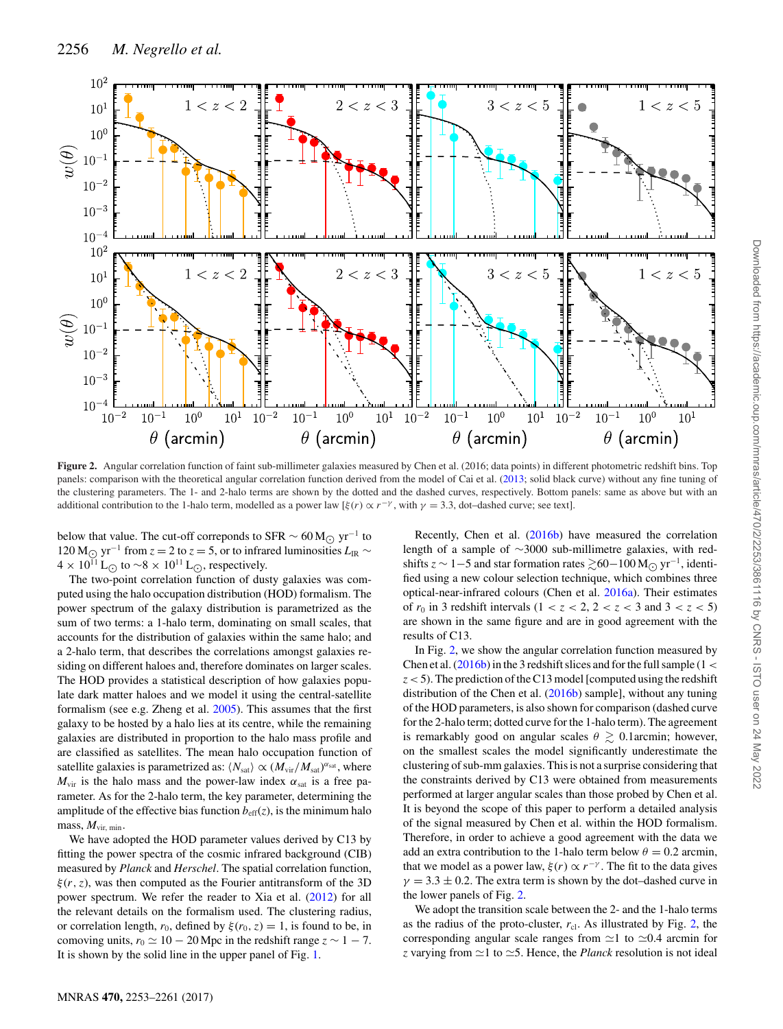**Figure 2.** Angular correlation function of faint sub-millimeter galaxies measured by Chen et al. (2016; data points) in different photometric redshift bins. Top panels: comparison with the theoretical angular correlation function derived from the model of Cai et al. (2013; solid black curve) without any fine tuning of the clustering parameters. The 1- and 2-halo terms are shown by the dotted and the dashed curves, respectively. Bottom panels: same as above but with an additional contribution to the 1-halo term, modelled as a power law [$\xi(r) \propto r^{-\gamma}$, with $\gamma = 3.3$, dot–dashed curve; see text].

below that value. The cut-off correponds to SFR $\sim 60\,\mathrm{M}_\odot\,\mathrm{yr}^{-1}$ to $120\,\mathrm{M}_\odot\,\mathrm{yr}^{-1}$ from $z = 2$ to $z = 5$, or to infrared luminosities $L_{\rm IR} \sim 4 \times 10^{11}\,\mathrm{L}_\odot$ to $\sim 8 \times 10^{11}\,\mathrm{L}_\odot$, respectively.

The two-point correlation function of dusty galaxies was computed using the halo occupation distribution (HOD) formalism. The power spectrum of the galaxy distribution is parametrized as the sum of two terms: a 1-halo term, dominating on small scales, that accounts for the distribution of galaxies within the same halo; and a 2-halo term, that describes the correlations amongst galaxies residing on different haloes and, therefore dominates on larger scales. The HOD provides a statistical description of how galaxies populate dark matter haloes and we model it using the central-satellite formalism (see e.g. Zheng et al. 2005). This assumes that the first galaxy to be hosted by a halo lies at its centre, while the remaining galaxies are distributed in proportion to the halo mass profile and are classified as satellites. The mean halo occupation function of satellite galaxies is parametrized as: $\langle N_{\rm sat}\rangle \propto (M_{\rm vir}/M_{\rm sat})^{\alpha_{\rm sat}}$, where $M_{\rm vir}$ is the halo mass and the power-law index $\alpha_{\rm sat}$ is a free parameter. As for the 2-halo term, the key parameter, determining the amplitude of the effective bias function $b_{\rm eff}(z)$, is the minimum halo mass, $M_{\rm vir,\,min}$.

We have adopted the HOD parameter values derived by C13 by fitting the power spectra of the cosmic infrared background (CIB) measured by *Planck* and *Herschel*. The spatial correlation function, $\xi(r, z)$, was then computed as the Fourier antitransform of the 3D power spectrum. We refer the reader to Xia et al. (2012) for all the relevant details on the formalism used. The clustering radius, or correlation length, $r_0$, defined by $\xi(r_0, z) = 1$, is found to be, in comoving units, $r_0 \simeq 10 - 20$ Mpc in the redshift range $z \sim 1 - 7$. It is shown by the solid line in the upper panel of Fig. 1.

Recently, Chen et al. (2016b) have measured the correlation length of a sample of $\sim$3000 sub-millimetre galaxies, with redshifts $z \sim 1{-}5$ and star formation rates $\gtrsim$60$-$100 $\mathrm{M}_\odot\,\mathrm{yr}^{-1}$, identified using a new colour selection technique, which combines three optical-near-infrared colours (Chen et al. 2016a). Their estimates of $r_0$ in 3 redshift intervals ($1 < z < 2$, $2 < z < 3$ and $3 < z < 5$) are shown in the same figure and are in good agreement with the results of C13.

In Fig. 2, we show the angular correlation function measured by Chen et al. (2016b) in the 3 redshift slices and for the full sample ($1 < z < 5$). The prediction of the C13 model [computed using the redshift distribution of the Chen et al. (2016b) sample], without any tuning of the HOD parameters, is also shown for comparison (dashed curve for the 2-halo term; dotted curve for the 1-halo term). The agreement is remarkably good on angular scales $\theta \gtrsim 0.1$arcmin; however, on the smallest scales the model significantly underestimate the clustering of sub-mm galaxies. This is not a surprise considering that the constraints derived by C13 were obtained from measurements performed at larger angular scales than those probed by Chen et al. It is beyond the scope of this paper to perform a detailed analysis of the signal measured by Chen et al. within the HOD formalism. Therefore, in order to achieve a good agreement with the data we add an extra contribution to the 1-halo term below $\theta = 0.2$ arcmin, that we model as a power law, $\xi(r) \propto r^{-\gamma}$. The fit to the data gives $\gamma = 3.3 \pm 0.2$. The extra term is shown by the dot–dashed curve in the lower panels of Fig. 2.

We adopt the transition scale between the 2- and the 1-halo terms as the radius of the proto-cluster, $r_{\rm cl}$. As illustrated by Fig. 2, the corresponding angular scale ranges from $\simeq$1 to $\simeq$0.4 arcmin for $z$ varying from $\simeq$1 to $\simeq$5. Hence, the *Planck* resolution is not ideal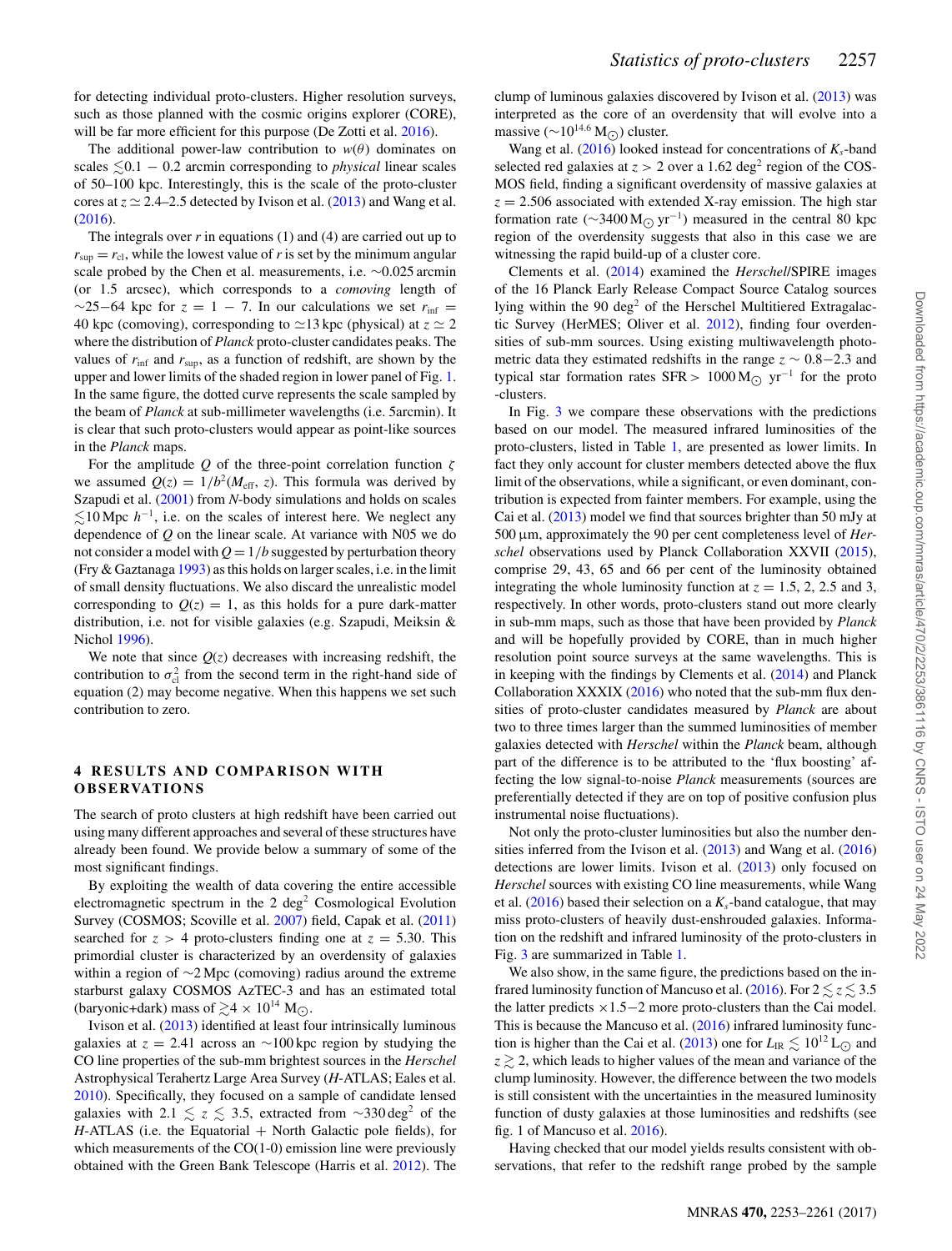for detecting individual proto-clusters. Higher resolution surveys, such as those planned with the cosmic origins explorer (CORE), will be far more efficient for this purpose (De Zotti et al. 2016).

The additional power-law contribution to $w(\theta)$ dominates on scales $\lesssim 0.1 - 0.2$ arcmin corresponding to *physical* linear scales of 50–100 kpc. Interestingly, this is the scale of the proto-cluster cores at $z \simeq 2.4$–2.5 detected by Ivison et al. (2013) and Wang et al. (2016).

The integrals over $r$ in equations (1) and (4) are carried out up to $r_{\rm sup} = r_{\rm cl}$, while the lowest value of $r$ is set by the minimum angular scale probed by the Chen et al. measurements, i.e. $\sim$0.025 arcmin (or 1.5 arcsec), which corresponds to a *comoving* length of $\sim$25–64 kpc for $z = 1 - 7$. In our calculations we set $r_{\rm inf} = 40$ kpc (comoving), corresponding to $\simeq$13 kpc (physical) at $z \simeq 2$ where the distribution of *Planck* proto-cluster candidates peaks. The values of $r_{\rm inf}$ and $r_{\rm sup}$, as a function of redshift, are shown by the upper and lower limits of the shaded region in lower panel of Fig. 1. In the same figure, the dotted curve represents the scale sampled by the beam of *Planck* at sub-millimeter wavelengths (i.e. 5arcmin). It is clear that such proto-clusters would appear as point-like sources in the *Planck* maps.

For the amplitude $Q$ of the three-point correlation function $\zeta$ we assumed $Q(z) = 1/b^2(M_{\rm eff}, z)$. This formula was derived by Szapudi et al. (2001) from $N$-body simulations and holds on scales $\lesssim 10\,{\rm Mpc}\,h^{-1}$, i.e. on the scales of interest here. We neglect any dependence of $Q$ on the linear scale. At variance with N05 we do not consider a model with $Q = 1/b$ suggested by perturbation theory (Fry & Gaztanaga 1993) as this holds on larger scales, i.e. in the limit of small density fluctuations. We also discard the unrealistic model corresponding to $Q(z) = 1$, as this holds for a pure dark-matter distribution, i.e. not for visible galaxies (e.g. Szapudi, Meiksin & Nichol 1996).

We note that since $Q(z)$ decreases with increasing redshift, the contribution to $\sigma^2_{\rm cl}$ from the second term in the right-hand side of equation (2) may become negative. When this happens we set such contribution to zero.

## 4 RESULTS AND COMPARISON WITH OBSERVATIONS

The search of proto clusters at high redshift have been carried out using many different approaches and several of these structures have already been found. We provide below a summary of some of the most significant findings.

By exploiting the wealth of data covering the entire accessible electromagnetic spectrum in the 2 deg$^2$ Cosmological Evolution Survey (COSMOS; Scoville et al. 2007) field, Capak et al. (2011) searched for $z > 4$ proto-clusters finding one at $z = 5.30$. This primordial cluster is characterized by an overdensity of galaxies within a region of $\sim$2 Mpc (comoving) radius around the extreme starburst galaxy COSMOS AzTEC-3 and has an estimated total (baryonic+dark) mass of $\gtrsim 4 \times 10^{14}\,{\rm M}_\odot$.

Ivison et al. (2013) identified at least four intrinsically luminous galaxies at $z = 2.41$ across an $\sim$100 kpc region by studying the CO line properties of the sub-mm brightest sources in the *Herschel* Astrophysical Terahertz Large Area Survey (*H*-ATLAS; Eales et al. 2010). Specifically, they focused on a sample of candidate lensed galaxies with $2.1 \lesssim z \lesssim 3.5$, extracted from $\sim$330 deg$^2$ of the *H*-ATLAS (i.e. the Equatorial + North Galactic pole fields), for which measurements of the CO(1-0) emission line were previously obtained with the Green Bank Telescope (Harris et al. 2012). The clump of luminous galaxies discovered by Ivison et al. (2013) was interpreted as the core of an overdensity that will evolve into a massive ($\sim 10^{14.6}\,{\rm M}_\odot$) cluster.

Wang et al. (2016) looked instead for concentrations of $K_s$-band selected red galaxies at $z > 2$ over a 1.62 deg$^2$ region of the COSMOS field, finding a significant overdensity of massive galaxies at $z = 2.506$ associated with extended X-ray emission. The high star formation rate ($\sim 3400\,{\rm M}_\odot\,{\rm yr}^{-1}$) measured in the central 80 kpc region of the overdensity suggests that also in this case we are witnessing the rapid build-up of a cluster core.

Clements et al. (2014) examined the *Herschel*/SPIRE images of the 16 Planck Early Release Compact Source Catalog sources lying within the 90 deg$^2$ of the Herschel Multitiered Extragalactic Survey (HerMES; Oliver et al. 2012), finding four overdensities of sub-mm sources. Using existing multiwavelength photometric data they estimated redshifts in the range $z \sim 0.8$–2.3 and typical star formation rates SFR $> 1000\,{\rm M}_\odot\,{\rm yr}^{-1}$ for the proto-clusters.

In Fig. 3 we compare these observations with the predictions based on our model. The measured infrared luminosities of the proto-clusters, listed in Table 1, are presented as lower limits. In fact they only account for cluster members detected above the flux limit of the observations, while a significant, or even dominant, contribution is expected from fainter members. For example, using the Cai et al. (2013) model we find that sources brighter than 50 mJy at 500 µm, approximately the 90 per cent completeness level of *Herschel* observations used by Planck Collaboration XXVII (2015), comprise 29, 43, 65 and 66 per cent of the luminosity obtained integrating the whole luminosity function at $z = 1.5$, 2, 2.5 and 3, respectively. In other words, proto-clusters stand out more clearly in sub-mm maps, such as those that have been provided by *Planck* and will be hopefully provided by CORE, than in much higher resolution point source surveys at the same wavelengths. This is in keeping with the findings by Clements et al. (2014) and Planck Collaboration XXXIX (2016) who noted that the sub-mm flux densities of proto-cluster candidates measured by *Planck* are about two to three times larger than the summed luminosities of member galaxies detected with *Herschel* within the *Planck* beam, although part of the difference is to be attributed to the 'flux boosting' affecting the low signal-to-noise *Planck* measurements (sources are preferentially detected if they are on top of positive confusion plus instrumental noise fluctuations).

Not only the proto-cluster luminosities but also the number densities inferred from the Ivison et al. (2013) and Wang et al. (2016) detections are lower limits. Ivison et al. (2013) only focused on *Herschel* sources with existing CO line measurements, while Wang et al. (2016) based their selection on a $K_s$-band catalogue, that may miss proto-clusters of heavily dust-enshrouded galaxies. Information on the redshift and infrared luminosity of the proto-clusters in Fig. 3 are summarized in Table 1.

We also show, in the same figure, the predictions based on the infrared luminosity function of Mancuso et al. (2016). For $2 \lesssim z \lesssim 3.5$ the latter predicts $\times 1.5$–2 more proto-clusters than the Cai model. This is because the Mancuso et al. (2016) infrared luminosity function is higher than the Cai et al. (2013) one for $L_{\rm IR} \lesssim 10^{12}\,{\rm L}_\odot$ and $z \gtrsim 2$, which leads to higher values of the mean and variance of the clump luminosity. However, the difference between the two models is still consistent with the uncertainties in the measured luminosity function of dusty galaxies at those luminosities and redshifts (see fig. 1 of Mancuso et al. 2016).

Having checked that our model yields results consistent with observations, that refer to the redshift range probed by the sample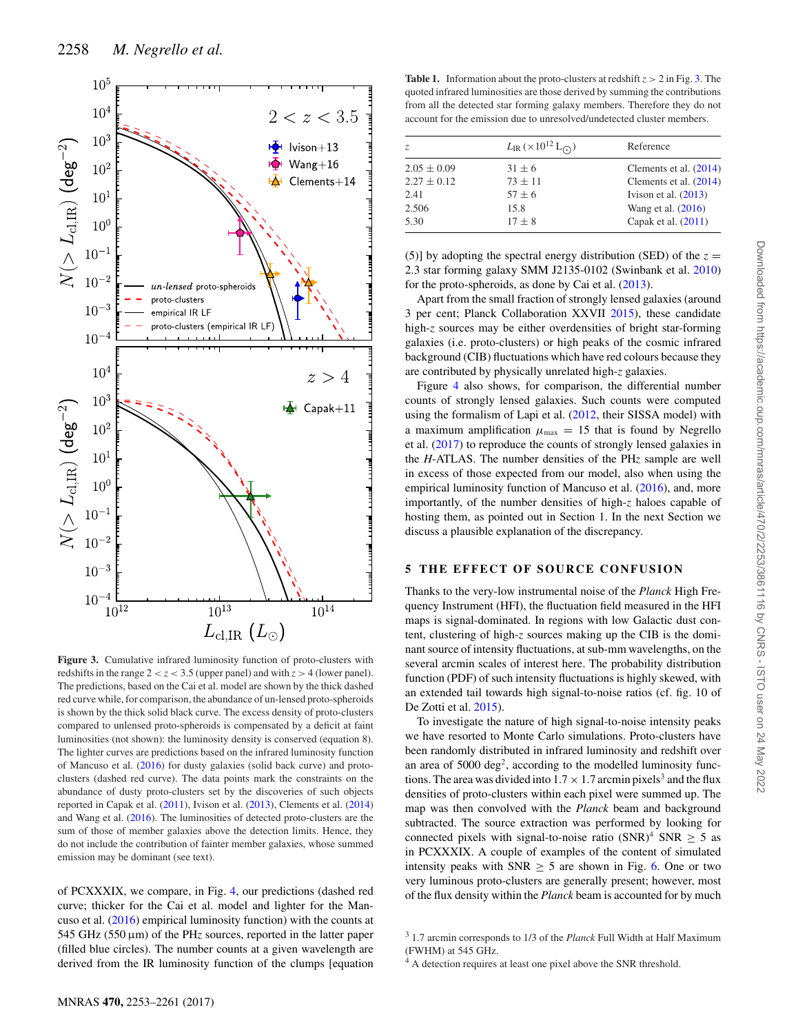**Figure 3.** Cumulative infrared luminosity function of proto-clusters with redshifts in the range $2 < z < 3.5$ (upper panel) and with $z > 4$ (lower panel). The predictions, based on the Cai et al. model are shown by the thick dashed red curve while, for comparison, the abundance of un-lensed proto-spheroids is shown by the thick solid black curve. The excess density of proto-clusters compared to unlensed proto-spheroids is compensated by a deficit at faint luminosities (not shown): the luminosity density is conserved (equation 8). The lighter curves are predictions based on the infrared luminosity function of Mancuso et al. (2016) for dusty galaxies (solid back curve) and proto-clusters (dashed red curve). The data points mark the constraints on the abundance of dusty proto-clusters set by the discoveries of such objects reported in Capak et al. (2011), Ivison et al. (2013), Clements et al. (2014) and Wang et al. (2016). The luminosities of detected proto-clusters are the sum of those of member galaxies above the detection limits. Hence, they do not include the contribution of fainter member galaxies, whose summed emission may be dominant (see text).

of PCXXXIX, we compare, in Fig. 4, our predictions (dashed red curve; thicker for the Cai et al. model and lighter for the Mancuso et al. (2016) empirical luminosity function) with the counts at 545 GHz (550 μm) of the PHz sources, reported in the latter paper (filled blue circles). The number counts at a given wavelength are derived from the IR luminosity function of the clumps [equation (5)] by adopting the spectral energy distribution (SED) of the $z = 2.3$ star forming galaxy SMM J2135-0102 (Swinbank et al. 2010) for the proto-spheroids, as done by Cai et al. (2013).

**Table 1.** Information about the proto-clusters at redshift $z > 2$ in Fig. 3. The quoted infrared luminosities are those derived by summing the contributions from all the detected star forming galaxy members. Therefore they do not account for the emission due to unresolved/undetected cluster members.

| $z$ | $L_{\rm IR}$ ($\times 10^{12}$ L$_\odot$) | Reference |
|---|---|---|
| $2.05 \pm 0.09$ | $31 \pm 6$ | Clements et al. (2014) |
| $2.27 \pm 0.12$ | $73 \pm 11$ | Clements et al. (2014) |
| 2.41 | $57 \pm 6$ | Ivison et al. (2013) |
| 2.506 | 15.8 | Wang et al. (2016) |
| 5.30 | $17 \pm 8$ | Capak et al. (2011) |

Apart from the small fraction of strongly lensed galaxies (around 3 per cent; Planck Collaboration XXVII 2015), these candidate high-$z$ sources may be either overdensities of bright star-forming galaxies (i.e. proto-clusters) or high peaks of the cosmic infrared background (CIB) fluctuations which have red colours because they are contributed by physically unrelated high-$z$ galaxies.

Figure 4 also shows, for comparison, the differential number counts of strongly lensed galaxies. Such counts were computed using the formalism of Lapi et al. (2012, their SISSA model) with a maximum amplification $\mu_{\rm max} = 15$ that is found by Negrello et al. (2017) to reproduce the counts of strongly lensed galaxies in the *H*-ATLAS. The number densities of the PHz sample are well in excess of those expected from our model, also when using the empirical luminosity function of Mancuso et al. (2016), and, more importantly, of the number densities of high-$z$ haloes capable of hosting them, as pointed out in Section 1. In the next Section we discuss a plausible explanation of the discrepancy.

## 5 THE EFFECT OF SOURCE CONFUSION

Thanks to the very-low instrumental noise of the *Planck* High Frequency Instrument (HFI), the fluctuation field measured in the HFI maps is signal-dominated. In regions with low Galactic dust content, clustering of high-$z$ sources making up the CIB is the dominant source of intensity fluctuations, at sub-mm wavelengths, on the several arcmin scales of interest here. The probability distribution function (PDF) of such intensity fluctuations is highly skewed, with an extended tail towards high signal-to-noise ratios (cf. fig. 10 of De Zotti et al. 2015).

To investigate the nature of high signal-to-noise intensity peaks we have resorted to Monte Carlo simulations. Proto-clusters have been randomly distributed in infrared luminosity and redshift over an area of 5000 deg$^2$, according to the modelled luminosity functions. The area was divided into $1.7 \times 1.7$ arcmin pixels[3] and the flux densities of proto-clusters within each pixel were summed up. The map was then convolved with the *Planck* beam and background subtracted. The source extraction was performed by looking for connected pixels with signal-to-noise ratio (SNR)[4] SNR $\geq 5$ as in PCXXXIX. A couple of examples of the content of simulated intensity peaks with SNR $\geq 5$ are shown in Fig. 6. One or two very luminous proto-clusters are generally present; however, most of the flux density within the *Planck* beam is accounted for by much

[3] 1.7 arcmin corresponds to 1/3 of the *Planck* Full Width at Half Maximum (FWHM) at 545 GHz.

[4] A detection requires at least one pixel above the SNR threshold.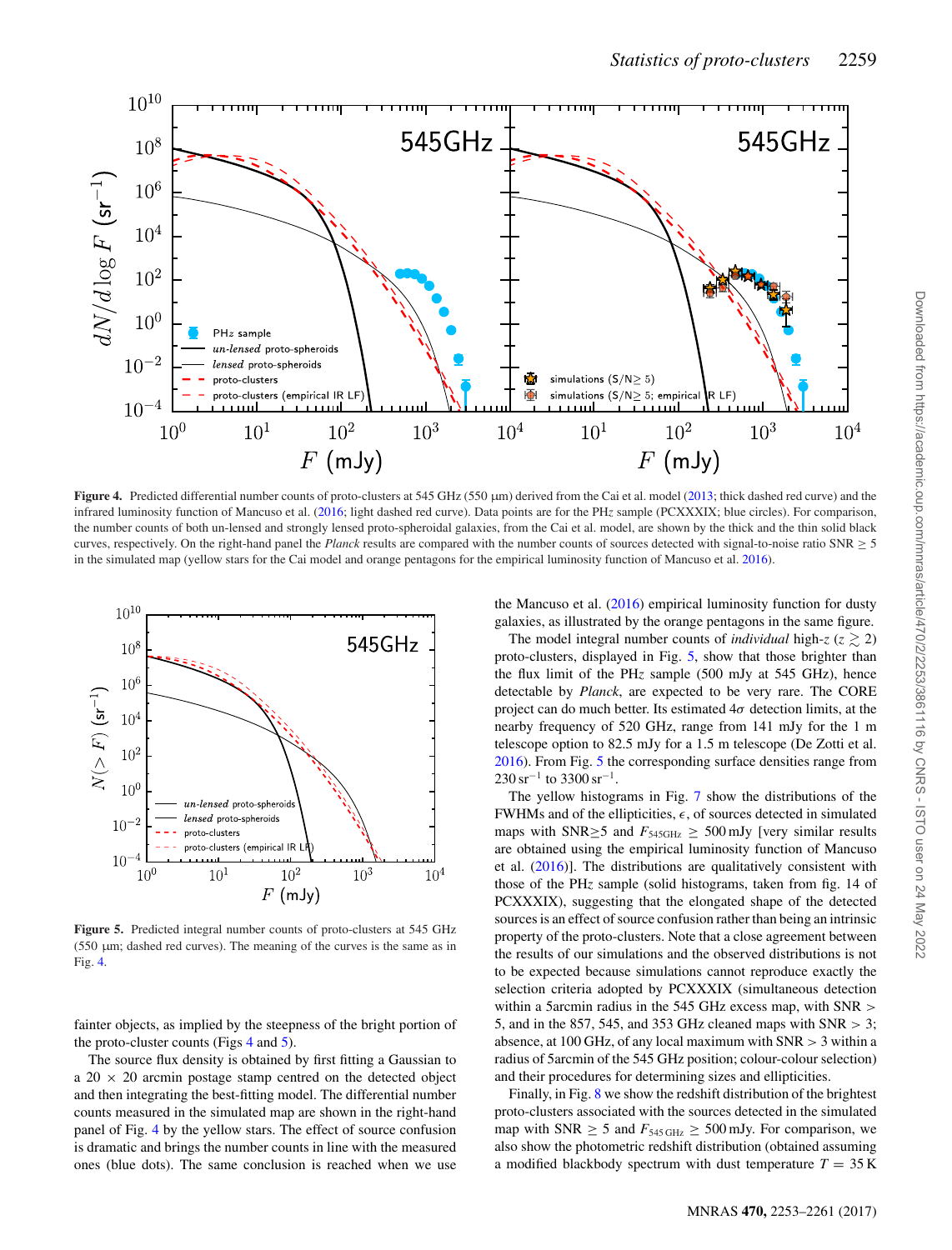Figure 4. Predicted differential number counts of proto-clusters at 545 GHz (550 μm) derived from the Cai et al. model (2013; thick dashed red curve) and the infrared luminosity function of Mancuso et al. (2016; light dashed red curve). Data points are for the PH$z$ sample (PCXXXIX; blue circles). For comparison, the number counts of both un-lensed and strongly lensed proto-spheroidal galaxies, from the Cai et al. model, are shown by the thick and the thin solid black curves, respectively. On the right-hand panel the *Planck* results are compared with the number counts of sources detected with signal-to-noise ratio SNR $\geq 5$ in the simulated map (yellow stars for the Cai model and orange pentagons for the empirical luminosity function of Mancuso et al. 2016).

Figure 5. Predicted integral number counts of proto-clusters at 545 GHz (550 μm; dashed red curves). The meaning of the curves is the same as in Fig. 4.

fainter objects, as implied by the steepness of the bright portion of the proto-cluster counts (Figs 4 and 5).

The source flux density is obtained by first fitting a Gaussian to a 20 × 20 arcmin postage stamp centred on the detected object and then integrating the best-fitting model. The differential number counts measured in the simulated map are shown in the right-hand panel of Fig. 4 by the yellow stars. The effect of source confusion is dramatic and brings the number counts in line with the measured ones (blue dots). The same conclusion is reached when we use the Mancuso et al. (2016) empirical luminosity function for dusty galaxies, as illustrated by the orange pentagons in the same figure.

The model integral number counts of *individual* high-$z$ ($z \gtrsim 2$) proto-clusters, displayed in Fig. 5, show that those brighter than the flux limit of the PH$z$ sample (500 mJy at 545 GHz), hence detectable by *Planck*, are expected to be very rare. The CORE project can do much better. Its estimated $4\sigma$ detection limits, at the nearby frequency of 520 GHz, range from 141 mJy for the 1 m telescope option to 82.5 mJy for a 1.5 m telescope (De Zotti et al. 2016). From Fig. 5 the corresponding surface densities range from $230\,\mathrm{sr}^{-1}$ to $3300\,\mathrm{sr}^{-1}$.

The yellow histograms in Fig. 7 show the distributions of the FWHMs and of the ellipticities, $\epsilon$, of sources detected in simulated maps with SNR$\geq$5 and $F_{545\,\mathrm{GHz}} \geq 500$ mJy [very similar results are obtained using the empirical luminosity function of Mancuso et al. (2016)]. The distributions are qualitatively consistent with those of the PH$z$ sample (solid histograms, taken from fig. 14 of PCXXXIX), suggesting that the elongated shape of the detected sources is an effect of source confusion rather than being an intrinsic property of the proto-clusters. Note that a close agreement between the results of our simulations and the observed distributions is not to be expected because simulations cannot reproduce exactly the selection criteria adopted by PCXXXIX (simultaneous detection within a 5arcmin radius in the 545 GHz excess map, with SNR > 5, and in the 857, 545, and 353 GHz cleaned maps with SNR > 3; absence, at 100 GHz, of any local maximum with SNR > 3 within a radius of 5arcmin of the 545 GHz position; colour-colour selection) and their procedures for determining sizes and ellipticities.

Finally, in Fig. 8 we show the redshift distribution of the brightest proto-clusters associated with the sources detected in the simulated map with SNR $\geq 5$ and $F_{545\,\mathrm{GHz}} \geq 500$ mJy. For comparison, we also show the photometric redshift distribution (obtained assuming a modified blackbody spectrum with dust temperature $T = 35$ K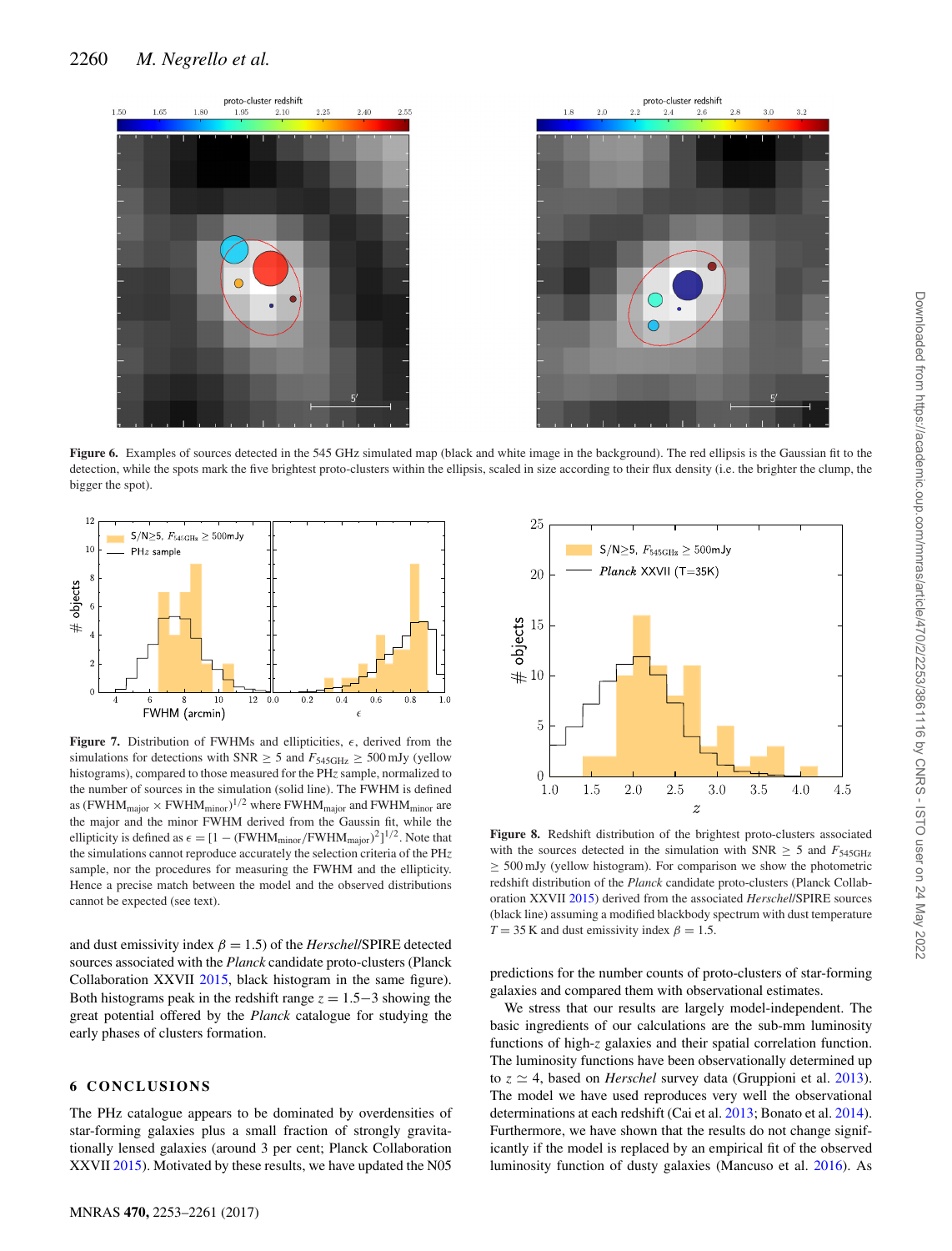**Figure 6.** Examples of sources detected in the 545 GHz simulated map (black and white image in the background). The red ellipsis is the Gaussian fit to the detection, while the spots mark the five brightest proto-clusters within the ellipsis, scaled in size according to their flux density (i.e. the brighter the clump, the bigger the spot).

**Figure 7.** Distribution of FWHMs and ellipticities, $\epsilon$, derived from the simulations for detections with SNR $\geq$ 5 and $F_{545\mathrm{GHz}} \geq 500$ mJy (yellow histograms), compared to those measured for the PH*z* sample, normalized to the number of sources in the simulation (solid line). The FWHM is defined as $(\mathrm{FWHM}_{\mathrm{major}} \times \mathrm{FWHM}_{\mathrm{minor}})^{1/2}$ where $\mathrm{FWHM}_{\mathrm{major}}$ and $\mathrm{FWHM}_{\mathrm{minor}}$ are the major and the minor FWHM derived from the Gaussin fit, while the ellipticity is defined as $\epsilon = [1 - (\mathrm{FWHM}_{\mathrm{minor}}/\mathrm{FWHM}_{\mathrm{major}})^2]^{1/2}$. Note that the simulations cannot reproduce accurately the selection criteria of the PH*z* sample, nor the procedures for measuring the FWHM and the ellipticity. Hence a precise match between the model and the observed distributions cannot be expected (see text).

**Figure 8.** Redshift distribution of the brightest proto-clusters associated with the sources detected in the simulation with SNR $\geq$ 5 and $F_{545\mathrm{GHz}}$ $\geq$ 500 mJy (yellow histogram). For comparison we show the photometric redshift distribution of the *Planck* candidate proto-clusters (Planck Collaboration XXVII 2015) derived from the associated *Herschel*/SPIRE sources (black line) assuming a modified blackbody spectrum with dust temperature $T = 35$ K and dust emissivity index $\beta = 1.5$.

and dust emissivity index $\beta = 1.5$) of the *Herschel*/SPIRE detected sources associated with the *Planck* candidate proto-clusters (Planck Collaboration XXVII 2015, black histogram in the same figure). Both histograms peak in the redshift range $z = 1.5$−3 showing the great potential offered by the *Planck* catalogue for studying the early phases of clusters formation.

## 6 CONCLUSIONS

The PHz catalogue appears to be dominated by overdensities of star-forming galaxies plus a small fraction of strongly gravitationally lensed galaxies (around 3 per cent; Planck Collaboration XXVII 2015). Motivated by these results, we have updated the N05 predictions for the number counts of proto-clusters of star-forming galaxies and compared them with observational estimates.

We stress that our results are largely model-independent. The basic ingredients of our calculations are the sub-mm luminosity functions of high-*z* galaxies and their spatial correlation function. The luminosity functions have been observationally determined up to $z \simeq 4$, based on *Herschel* survey data (Gruppioni et al. 2013). The model we have used reproduces very well the observational determinations at each redshift (Cai et al. 2013; Bonato et al. 2014). Furthermore, we have shown that the results do not change significantly if the model is replaced by an empirical fit of the observed luminosity function of dusty galaxies (Mancuso et al. 2016). As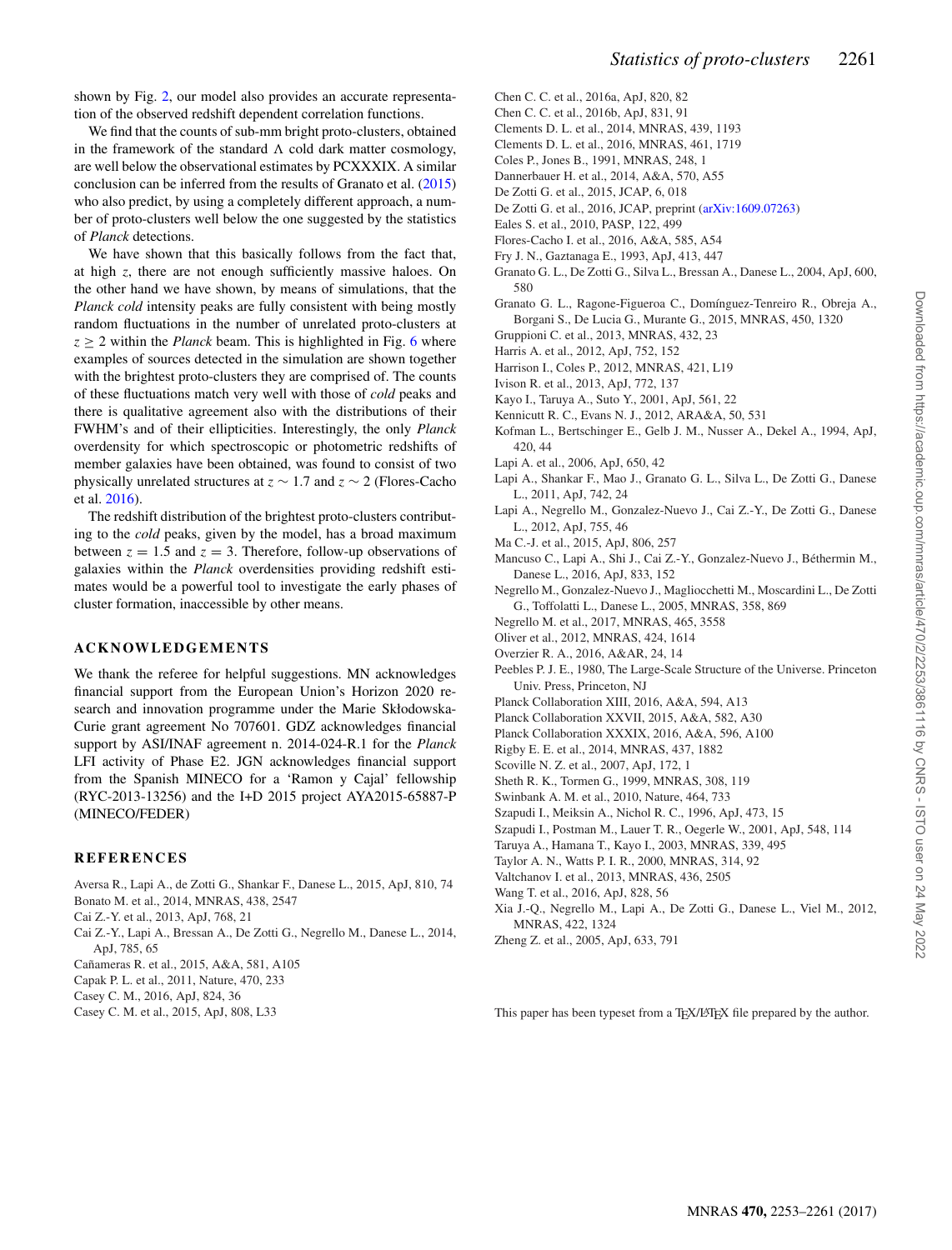shown by Fig. 2, our model also provides an accurate representation of the observed redshift dependent correlation functions.

We find that the counts of sub-mm bright proto-clusters, obtained in the framework of the standard Λ cold dark matter cosmology, are well below the observational estimates by PCXXXIX. A similar conclusion can be inferred from the results of Granato et al. (2015) who also predict, by using a completely different approach, a number of proto-clusters well below the one suggested by the statistics of *Planck* detections.

We have shown that this basically follows from the fact that, at high $z$, there are not enough sufficiently massive haloes. On the other hand we have shown, by means of simulations, that the *Planck cold* intensity peaks are fully consistent with being mostly random fluctuations in the number of unrelated proto-clusters at $z \geq 2$ within the *Planck* beam. This is highlighted in Fig. 6 where examples of sources detected in the simulation are shown together with the brightest proto-clusters they are comprised of. The counts of these fluctuations match very well with those of *cold* peaks and there is qualitative agreement also with the distributions of their FWHM's and of their ellipticities. Interestingly, the only *Planck* overdensity for which spectroscopic or photometric redshifts of member galaxies have been obtained, was found to consist of two physically unrelated structures at $z \sim 1.7$ and $z \sim 2$ (Flores-Cacho et al. 2016).

The redshift distribution of the brightest proto-clusters contributing to the *cold* peaks, given by the model, has a broad maximum between $z = 1.5$ and $z = 3$. Therefore, follow-up observations of galaxies within the *Planck* overdensities providing redshift estimates would be a powerful tool to investigate the early phases of cluster formation, inaccessible by other means.

## ACKNOWLEDGEMENTS

We thank the referee for helpful suggestions. MN acknowledges financial support from the European Union's Horizon 2020 research and innovation programme under the Marie Skłodowska-Curie grant agreement No 707601. GDZ acknowledges financial support by ASI/INAF agreement n. 2014-024-R.1 for the *Planck* LFI activity of Phase E2. JGN acknowledges financial support from the Spanish MINECO for a 'Ramon y Cajal' fellowship (RYC-2013-13256) and the I+D 2015 project AYA2015-65887-P (MINECO/FEDER)

## REFERENCES

Aversa R., Lapi A., de Zotti G., Shankar F., Danese L., 2015, ApJ, 810, 74
Bonato M. et al., 2014, MNRAS, 438, 2547
Cai Z.-Y. et al., 2013, ApJ, 768, 21
Cai Z.-Y., Lapi A., Bressan A., De Zotti G., Negrello M., Danese L., 2014, ApJ, 785, 65
Cañameras R. et al., 2015, A&A, 581, A105
Capak P. L. et al., 2011, Nature, 470, 233
Casey C. M., 2016, ApJ, 824, 36
Casey C. M. et al., 2015, ApJ, 808, L33
Chen C. C. et al., 2016a, ApJ, 820, 82
Chen C. C. et al., 2016b, ApJ, 831, 91
Clements D. L. et al., 2014, MNRAS, 439, 1193
Clements D. L. et al., 2016, MNRAS, 461, 1719
Coles P., Jones B., 1991, MNRAS, 248, 1
Dannerbauer H. et al., 2014, A&A, 570, A55
De Zotti G. et al., 2015, JCAP, 6, 018
De Zotti G. et al., 2016, JCAP, preprint (arXiv:1609.07263)
Eales S. et al., 2010, PASP, 122, 499
Flores-Cacho I. et al., 2016, A&A, 585, A54
Fry J. N., Gaztanaga E., 1993, ApJ, 413, 447
Granato G. L., De Zotti G., Silva L., Bressan A., Danese L., 2004, ApJ, 600, 580
Granato G. L., Ragone-Figueroa C., Domínguez-Tenreiro R., Obreja A., Borgani S., De Lucia G., Murante G., 2015, MNRAS, 450, 1320
Gruppioni C. et al., 2013, MNRAS, 432, 23
Harris A. et al., 2012, ApJ, 752, 152
Harrison I., Coles P., 2012, MNRAS, 421, L19
Ivison R. et al., 2013, ApJ, 772, 137
Kayo I., Taruya A., Suto Y., 2001, ApJ, 561, 22
Kennicutt R. C., Evans N. J., 2012, ARA&A, 50, 531
Kofman L., Bertschinger E., Gelb J. M., Nusser A., Dekel A., 1994, ApJ, 420, 44
Lapi A. et al., 2006, ApJ, 650, 42
Lapi A., Shankar F., Mao J., Granato G. L., Silva L., De Zotti G., Danese L., 2011, ApJ, 742, 24
Lapi A., Negrello M., Gonzalez-Nuevo J., Cai Z.-Y., De Zotti G., Danese L., 2012, ApJ, 755, 46
Ma C.-J. et al., 2015, ApJ, 806, 257
Mancuso C., Lapi A., Shi J., Cai Z.-Y., Gonzalez-Nuevo J., Béthermin M., Danese L., 2016, ApJ, 833, 152
Negrello M., Gonzalez-Nuevo J., Magliocchetti M., Moscardini L., De Zotti G., Toffolatti L., Danese L., 2005, MNRAS, 358, 869
Negrello M. et al., 2017, MNRAS, 465, 3558
Oliver et al., 2012, MNRAS, 424, 1614
Overzier R. A., 2016, A&AR, 24, 14
Peebles P. J. E., 1980, The Large-Scale Structure of the Universe. Princeton Univ. Press, Princeton, NJ
Planck Collaboration XIII, 2016, A&A, 594, A13
Planck Collaboration XXVII, 2015, A&A, 582, A30
Planck Collaboration XXXIX, 2016, A&A, 596, A100
Rigby E. E. et al., 2014, MNRAS, 437, 1882
Scoville N. Z. et al., 2007, ApJ, 172, 1
Sheth R. K., Tormen G., 1999, MNRAS, 308, 119
Swinbank A. M. et al., 2010, Nature, 464, 733
Szapudi I., Meiksin A., Nichol R. C., 1996, ApJ, 473, 15
Szapudi I., Postman M., Lauer T. R., Oegerle W., 2001, ApJ, 548, 114
Taruya A., Hamana T., Kayo I., 2003, MNRAS, 339, 495
Taylor A. N., Watts P. I. R., 2000, MNRAS, 314, 92
Valtchanov I. et al., 2013, MNRAS, 436, 2505
Wang T. et al., 2016, ApJ, 828, 56
Xia J.-Q., Negrello M., Lapi A., De Zotti G., Danese L., Viel M., 2012, MNRAS, 422, 1324
Zheng Z. et al., 2005, ApJ, 633, 791

This paper has been typeset from a TEX/LATEX file prepared by the author.